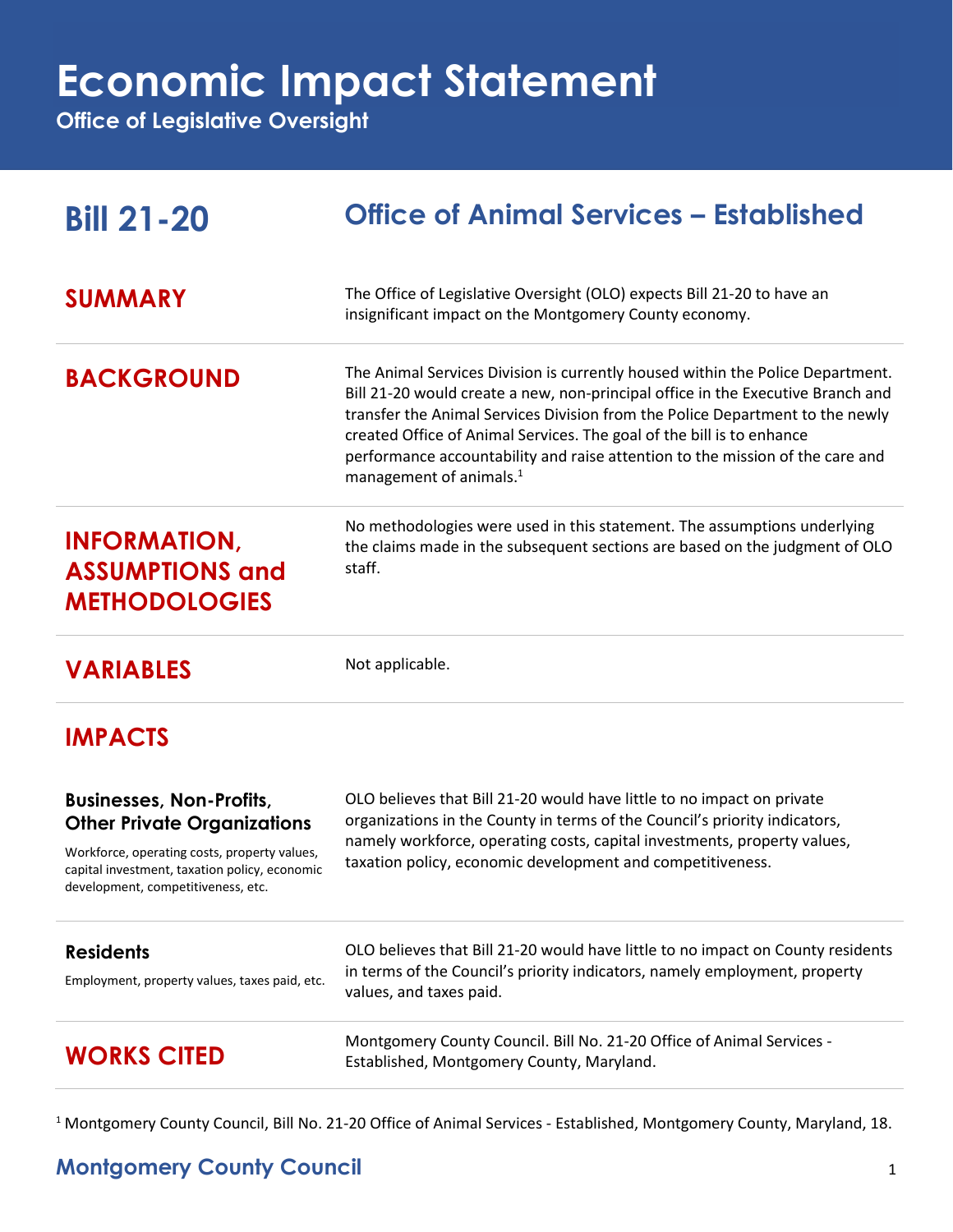# Economic Impact Statement

**Office of Legislative Oversight**

## Bill 21-20 — Office of Animal Services – Established

## SUMMARY

The Office of Legislative Oversight (OLO) expects Bill 21-20 to have an insignificant impact on the Montgomery County economy.

## BACKGROUND

The Animal Services Division is currently housed within the Police Department. Bill 21-20 would create a new, non-principal office in the Executive Branch and transfer the Animal Services Division from the Police Department to the newly created Office of Animal Services. The goal of the bill is to enhance performance accountability and raise attention to the mission of the care and management of animals.[1]

## INFORMATION, ASSUMPTIONS and METHODOLOGIES

No methodologies were used in this statement. The assumptions underlying the claims made in the subsequent sections are based on the judgment of OLO staff.

## VARIABLES

Not applicable.

## IMPACTS

### Businesses, Non-Profits, Other Private Organizations

Workforce, operating costs, property values, capital investment, taxation policy, economic development, competitiveness, etc.

OLO believes that Bill 21-20 would have little to no impact on private organizations in the County in terms of the Council's priority indicators, namely workforce, operating costs, capital investments, property values, taxation policy, economic development and competitiveness.

### Residents

Employment, property values, taxes paid, etc.

OLO believes that Bill 21-20 would have little to no impact on County residents in terms of the Council's priority indicators, namely employment, property values, and taxes paid.

## WORKS CITED

Montgomery County Council. Bill No. 21-20 Office of Animal Services - Established, Montgomery County, Maryland.

---

[1] Montgomery County Council, Bill No. 21-20 Office of Animal Services - Established, Montgomery County, Maryland, 18.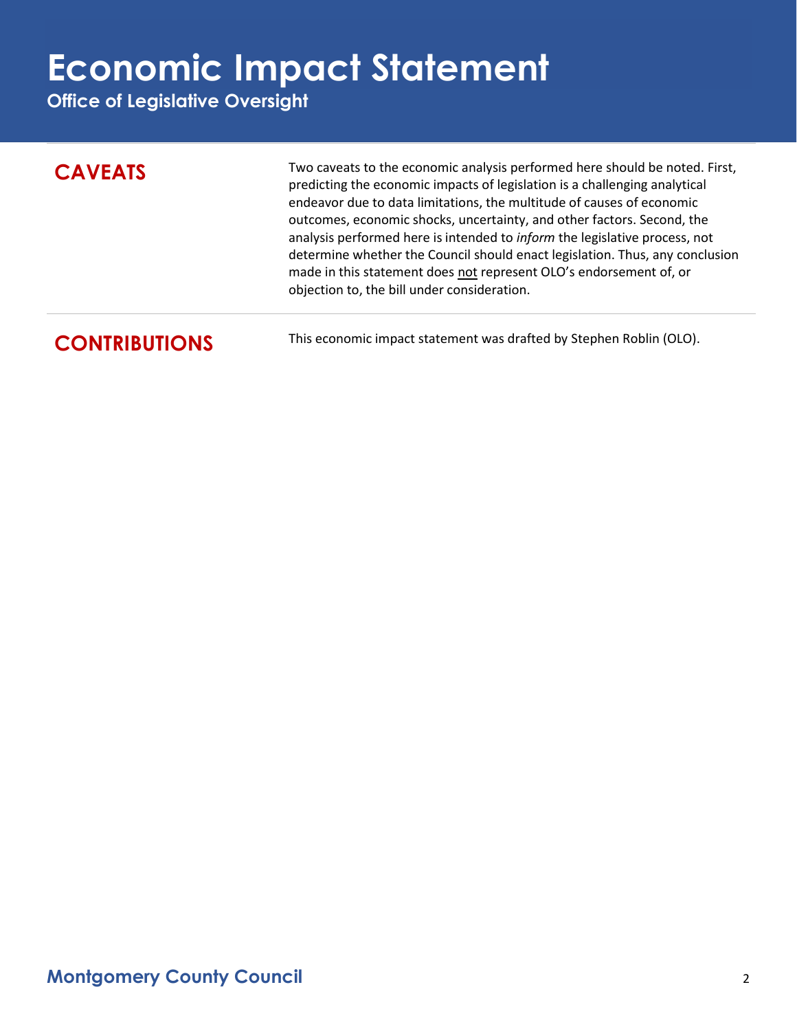# Economic Impact Statement

**Office of Legislative Oversight**

## CAVEATS

Two caveats to the economic analysis performed here should be noted. First, predicting the economic impacts of legislation is a challenging analytical endeavor due to data limitations, the multitude of causes of economic outcomes, economic shocks, uncertainty, and other factors. Second, the analysis performed here is intended to *inform* the legislative process, not determine whether the Council should enact legislation. Thus, any conclusion made in this statement does <u>not</u> represent OLO's endorsement of, or objection to, the bill under consideration.

## CONTRIBUTIONS

This economic impact statement was drafted by Stephen Roblin (OLO).